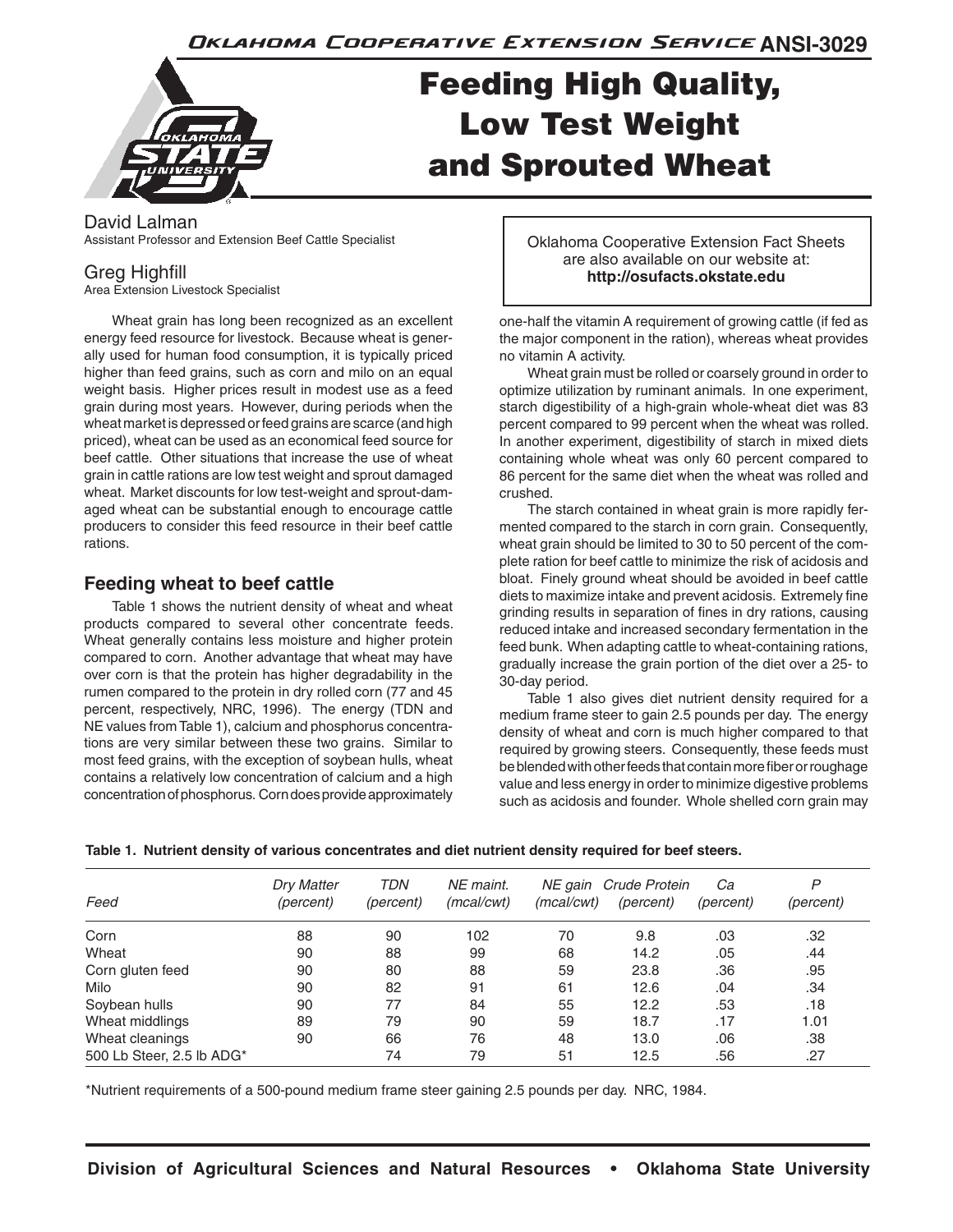Oklahoma Cooperative Extension Service ANSI-3029

# Feeding High Quality, Low Test Weight and Sprouted Wheat

David Lalman
Assistant Professor and Extension Beef Cattle Specialist

Greg Highfill
Area Extension Livestock Specialist

Oklahoma Cooperative Extension Fact Sheets are also available on our website at: **http://osufacts.okstate.edu**

Wheat grain has long been recognized as an excellent energy feed resource for livestock. Because wheat is generally used for human food consumption, it is typically priced higher than feed grains, such as corn and milo on an equal weight basis. Higher prices result in modest use as a feed grain during most years. However, during periods when the wheat market is depressed or feed grains are scarce (and high priced), wheat can be used as an economical feed source for beef cattle. Other situations that increase the use of wheat grain in cattle rations are low test weight and sprout damaged wheat. Market discounts for low test-weight and sprout-damaged wheat can be substantial enough to encourage cattle producers to consider this feed resource in their beef cattle rations.

## Feeding wheat to beef cattle

Table 1 shows the nutrient density of wheat and wheat products compared to several other concentrate feeds. Wheat generally contains less moisture and higher protein compared to corn. Another advantage that wheat may have over corn is that the protein has higher degradability in the rumen compared to the protein in dry rolled corn (77 and 45 percent, respectively, NRC, 1996). The energy (TDN and NE values from Table 1), calcium and phosphorus concentrations are very similar between these two grains. Similar to most feed grains, with the exception of soybean hulls, wheat contains a relatively low concentration of calcium and a high concentration of phosphorus. Corn does provide approximately one-half the vitamin A requirement of growing cattle (if fed as the major component in the ration), whereas wheat provides no vitamin A activity.

Wheat grain must be rolled or coarsely ground in order to optimize utilization by ruminant animals. In one experiment, starch digestibility of a high-grain whole-wheat diet was 83 percent compared to 99 percent when the wheat was rolled. In another experiment, digestibility of starch in mixed diets containing whole wheat was only 60 percent compared to 86 percent for the same diet when the wheat was rolled and crushed.

The starch contained in wheat grain is more rapidly fermented compared to the starch in corn grain. Consequently, wheat grain should be limited to 30 to 50 percent of the complete ration for beef cattle to minimize the risk of acidosis and bloat. Finely ground wheat should be avoided in beef cattle diets to maximize intake and prevent acidosis. Extremely fine grinding results in separation of fines in dry rations, causing reduced intake and increased secondary fermentation in the feed bunk. When adapting cattle to wheat-containing rations, gradually increase the grain portion of the diet over a 25- to 30-day period.

Table 1 also gives diet nutrient density required for a medium frame steer to gain 2.5 pounds per day. The energy density of wheat and corn is much higher compared to that required by growing steers. Consequently, these feeds must be blended with other feeds that contain more fiber or roughage value and less energy in order to minimize digestive problems such as acidosis and founder. Whole shelled corn grain may

**Table 1. Nutrient density of various concentrates and diet nutrient density required for beef steers.**

| *Feed* | *Dry Matter (percent)* | *TDN (percent)* | *NE maint. (mcal/cwt)* | *NE gain (mcal/cwt)* | *Crude Protein (percent)* | *Ca (percent)* | *P (percent)* |
|---|---|---|---|---|---|---|---|
| Corn | 88 | 90 | 102 | 70 | 9.8 | .03 | .32 |
| Wheat | 90 | 88 | 99 | 68 | 14.2 | .05 | .44 |
| Corn gluten feed | 90 | 80 | 88 | 59 | 23.8 | .36 | .95 |
| Milo | 90 | 82 | 91 | 61 | 12.6 | .04 | .34 |
| Soybean hulls | 90 | 77 | 84 | 55 | 12.2 | .53 | .18 |
| Wheat middlings | 89 | 79 | 90 | 59 | 18.7 | .17 | 1.01 |
| Wheat cleanings | 90 | 66 | 76 | 48 | 13.0 | .06 | .38 |
| 500 Lb Steer, 2.5 lb ADG* | | 74 | 79 | 51 | 12.5 | .56 | .27 |

*Nutrient requirements of a 500-pound medium frame steer gaining 2.5 pounds per day. NRC, 1984.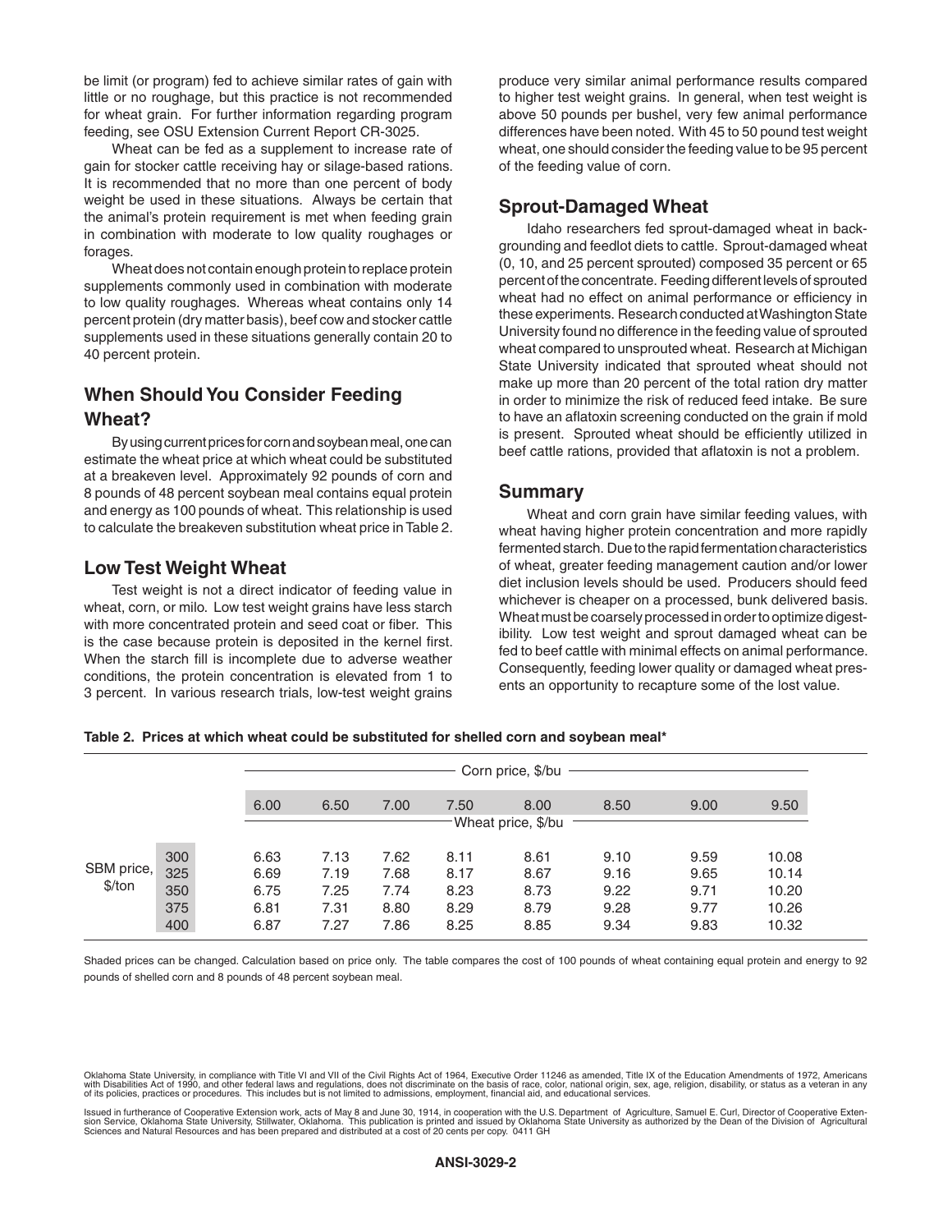be limit (or program) fed to achieve similar rates of gain with little or no roughage, but this practice is not recommended for wheat grain. For further information regarding program feeding, see OSU Extension Current Report CR-3025.

Wheat can be fed as a supplement to increase rate of gain for stocker cattle receiving hay or silage-based rations. It is recommended that no more than one percent of body weight be used in these situations. Always be certain that the animal's protein requirement is met when feeding grain in combination with moderate to low quality roughages or forages.

Wheat does not contain enough protein to replace protein supplements commonly used in combination with moderate to low quality roughages. Whereas wheat contains only 14 percent protein (dry matter basis), beef cow and stocker cattle supplements used in these situations generally contain 20 to 40 percent protein.

## When Should You Consider Feeding Wheat?

By using current prices for corn and soybean meal, one can estimate the wheat price at which wheat could be substituted at a breakeven level. Approximately 92 pounds of corn and 8 pounds of 48 percent soybean meal contains equal protein and energy as 100 pounds of wheat. This relationship is used to calculate the breakeven substitution wheat price in Table 2.

## Low Test Weight Wheat

Test weight is not a direct indicator of feeding value in wheat, corn, or milo. Low test weight grains have less starch with more concentrated protein and seed coat or fiber. This is the case because protein is deposited in the kernel first. When the starch fill is incomplete due to adverse weather conditions, the protein concentration is elevated from 1 to 3 percent. In various research trials, low-test weight grains produce very similar animal performance results compared to higher test weight grains. In general, when test weight is above 50 pounds per bushel, very few animal performance differences have been noted. With 45 to 50 pound test weight wheat, one should consider the feeding value to be 95 percent of the feeding value of corn.

## Sprout-Damaged Wheat

Idaho researchers fed sprout-damaged wheat in backgrounding and feedlot diets to cattle. Sprout-damaged wheat (0, 10, and 25 percent sprouted) composed 35 percent or 65 percent of the concentrate. Feeding different levels of sprouted wheat had no effect on animal performance or efficiency in these experiments. Research conducted at Washington State University found no difference in the feeding value of sprouted wheat compared to unsprouted wheat. Research at Michigan State University indicated that sprouted wheat should not make up more than 20 percent of the total ration dry matter in order to minimize the risk of reduced feed intake. Be sure to have an aflatoxin screening conducted on the grain if mold is present. Sprouted wheat should be efficiently utilized in beef cattle rations, provided that aflatoxin is not a problem.

## Summary

Wheat and corn grain have similar feeding values, with wheat having higher protein concentration and more rapidly fermented starch. Due to the rapid fermentation characteristics of wheat, greater feeding management caution and/or lower diet inclusion levels should be used. Producers should feed whichever is cheaper on a processed, bunk delivered basis. Wheat must be coarsely processed in order to optimize digestibility. Low test weight and sprout damaged wheat can be fed to beef cattle with minimal effects on animal performance. Consequently, feeding lower quality or damaged wheat presents an opportunity to recapture some of the lost value.

**Table 2. Prices at which wheat could be substituted for shelled corn and soybean meal***

| | | Corn price, $/bu | | | | | | | |
|---|---|---|---|---|---|---|---|---|---|
| | | 6.00 | 6.50 | 7.00 | 7.50 | 8.00 | 8.50 | 9.00 | 9.50 |
| | | Wheat price, $/bu | | | | | | | |
| SBM price, $/ton | 300 | 6.63 | 7.13 | 7.62 | 8.11 | 8.61 | 9.10 | 9.59 | 10.08 |
| | 325 | 6.69 | 7.19 | 7.68 | 8.17 | 8.67 | 9.16 | 9.65 | 10.14 |
| | 350 | 6.75 | 7.25 | 7.74 | 8.23 | 8.73 | 9.22 | 9.71 | 10.20 |
| | 375 | 6.81 | 7.31 | 8.80 | 8.29 | 8.79 | 9.28 | 9.77 | 10.26 |
| | 400 | 6.87 | 7.27 | 7.86 | 8.25 | 8.85 | 9.34 | 9.83 | 10.32 |

Shaded prices can be changed. Calculation based on price only. The table compares the cost of 100 pounds of wheat containing equal protein and energy to 92 pounds of shelled corn and 8 pounds of 48 percent soybean meal.

Oklahoma State University, in compliance with Title VI and VII of the Civil Rights Act of 1964, Executive Order 11246 as amended, Title IX of the Education Amendments of 1972, Americans with Disabilities Act of 1990, and other federal laws and regulations, does not discriminate on the basis of race, color, national origin, sex, age, religion, disability, or status as a veteran in any of its policies, practices or procedures. This includes but is not limited to admissions, employment, financial aid, and educational services.

Issued in furtherance of Cooperative Extension work, acts of May 8 and June 30, 1914, in cooperation with the U.S. Department of Agriculture, Samuel E. Curl, Director of Cooperative Extension Service, Oklahoma State University, Stillwater, Oklahoma. This publication is printed and issued by Oklahoma State University as authorized by the Dean of the Division of Agricultural Sciences and Natural Resources and has been prepared and distributed at a cost of 20 cents per copy. 0411 GH